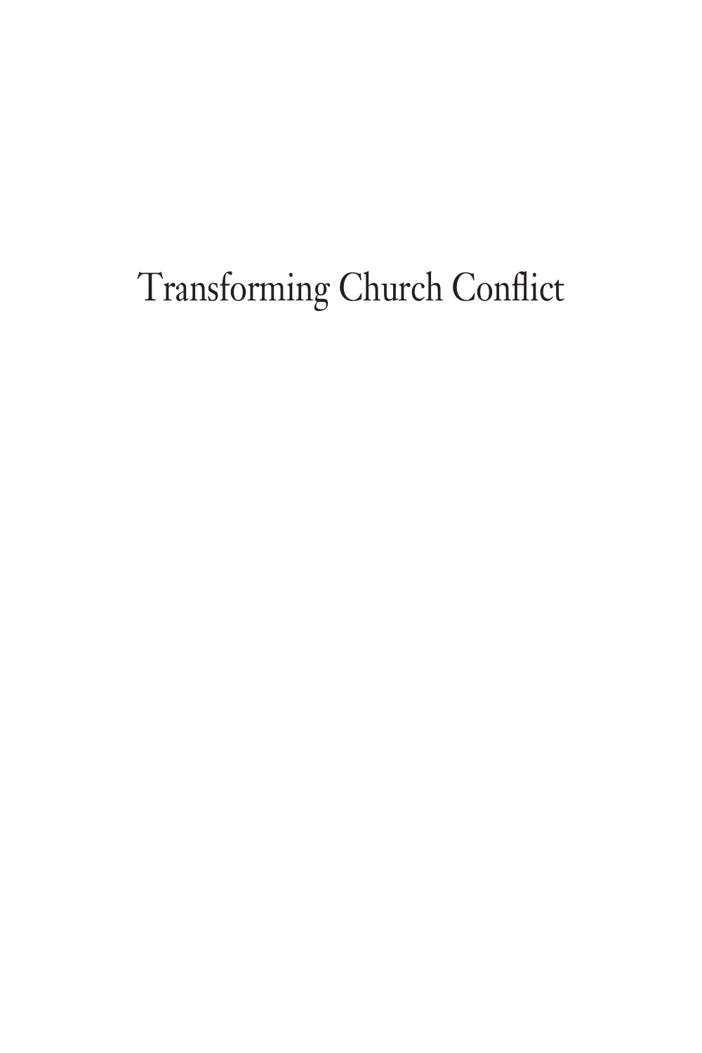# Transforming Church Conflict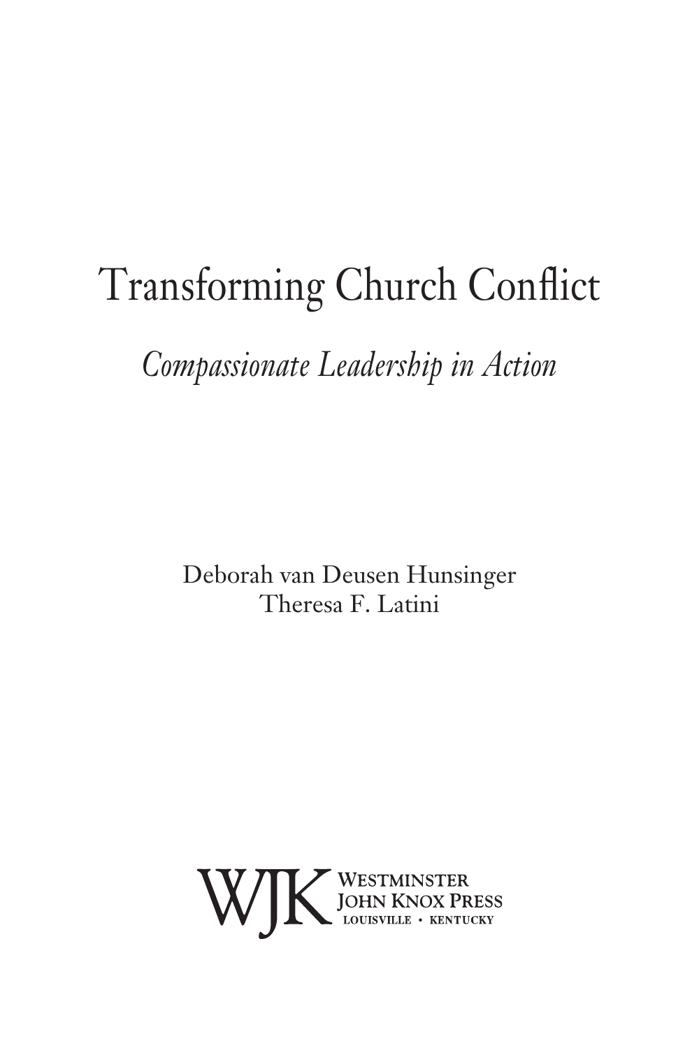# Transforming Church Conflict

*Compassionate Leadership in Action*

Deborah van Deusen Hunsinger
Theresa F. Latini

WJK Westminster John Knox Press
Louisville • Kentucky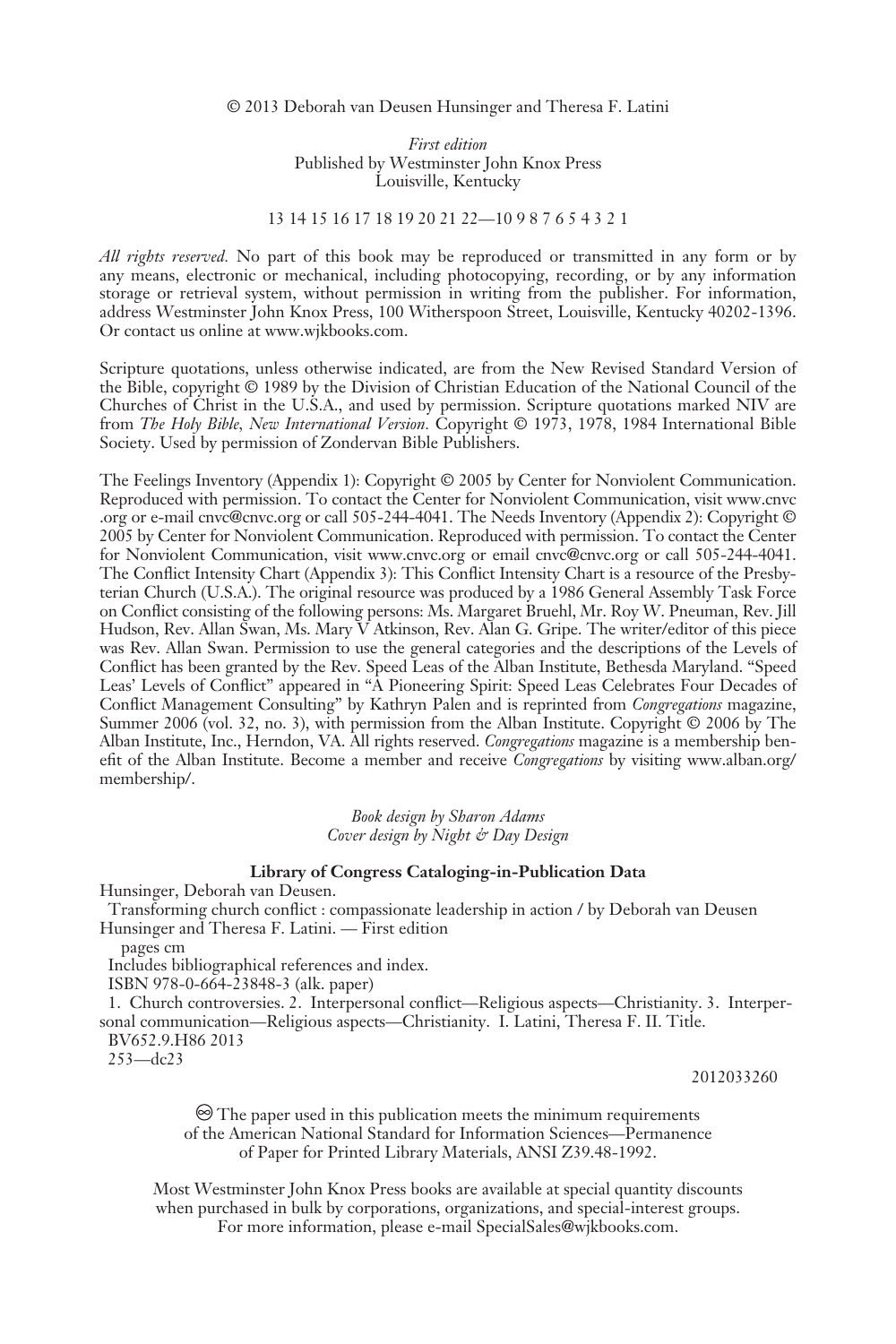© 2013 Deborah van Deusen Hunsinger and Theresa F. Latini

*First edition*
Published by Westminster John Knox Press
Louisville, Kentucky

13 14 15 16 17 18 19 20 21 22—10 9 8 7 6 5 4 3 2 1

*All rights reserved.* No part of this book may be reproduced or transmitted in any form or by any means, electronic or mechanical, including photocopying, recording, or by any information storage or retrieval system, without permission in writing from the publisher. For information, address Westminster John Knox Press, 100 Witherspoon Street, Louisville, Kentucky 40202-1396. Or contact us online at www.wjkbooks.com.

Scripture quotations, unless otherwise indicated, are from the New Revised Standard Version of the Bible, copyright © 1989 by the Division of Christian Education of the National Council of the Churches of Christ in the U.S.A., and used by permission. Scripture quotations marked NIV are from *The Holy Bible, New International Version.* Copyright © 1973, 1978, 1984 International Bible Society. Used by permission of Zondervan Bible Publishers.

The Feelings Inventory (Appendix 1): Copyright © 2005 by Center for Nonviolent Communication. Reproduced with permission. To contact the Center for Nonviolent Communication, visit www.cnvc.org or e-mail cnvc@cnvc.org or call 505-244-4041. The Needs Inventory (Appendix 2): Copyright © 2005 by Center for Nonviolent Communication. Reproduced with permission. To contact the Center for Nonviolent Communication, visit www.cnvc.org or email cnvc@cnvc.org or call 505-244-4041. The Conflict Intensity Chart (Appendix 3): This Conflict Intensity Chart is a resource of the Presbyterian Church (U.S.A.). The original resource was produced by a 1986 General Assembly Task Force on Conflict consisting of the following persons: Ms. Margaret Bruehl, Mr. Roy W. Pneuman, Rev. Jill Hudson, Rev. Allan Swan, Ms. Mary V Atkinson, Rev. Alan G. Gripe. The writer/editor of this piece was Rev. Allan Swan. Permission to use the general categories and the descriptions of the Levels of Conflict has been granted by the Rev. Speed Leas of the Alban Institute, Bethesda Maryland. "Speed Leas' Levels of Conflict" appeared in "A Pioneering Spirit: Speed Leas Celebrates Four Decades of Conflict Management Consulting" by Kathryn Palen and is reprinted from *Congregations* magazine, Summer 2006 (vol. 32, no. 3), with permission from the Alban Institute. Copyright © 2006 by The Alban Institute, Inc., Herndon, VA. All rights reserved. *Congregations* magazine is a membership benefit of the Alban Institute. Become a member and receive *Congregations* by visiting www.alban.org/membership/.

*Book design by Sharon Adams*
*Cover design by Night & Day Design*

**Library of Congress Cataloging-in-Publication Data**

Hunsinger, Deborah van Deusen.
Transforming church conflict : compassionate leadership in action / by Deborah van Deusen Hunsinger and Theresa F. Latini. — First edition
pages cm
Includes bibliographical references and index.
ISBN 978-0-664-23848-3 (alk. paper)
1. Church controversies. 2. Interpersonal conflict—Religious aspects—Christianity. 3. Interpersonal communication—Religious aspects—Christianity. I. Latini, Theresa F. II. Title.
BV652.9.H86 2013
253—dc23

2012033260

♾ The paper used in this publication meets the minimum requirements of the American National Standard for Information Sciences—Permanence of Paper for Printed Library Materials, ANSI Z39.48-1992.

Most Westminster John Knox Press books are available at special quantity discounts when purchased in bulk by corporations, organizations, and special-interest groups. For more information, please e-mail SpecialSales@wjkbooks.com.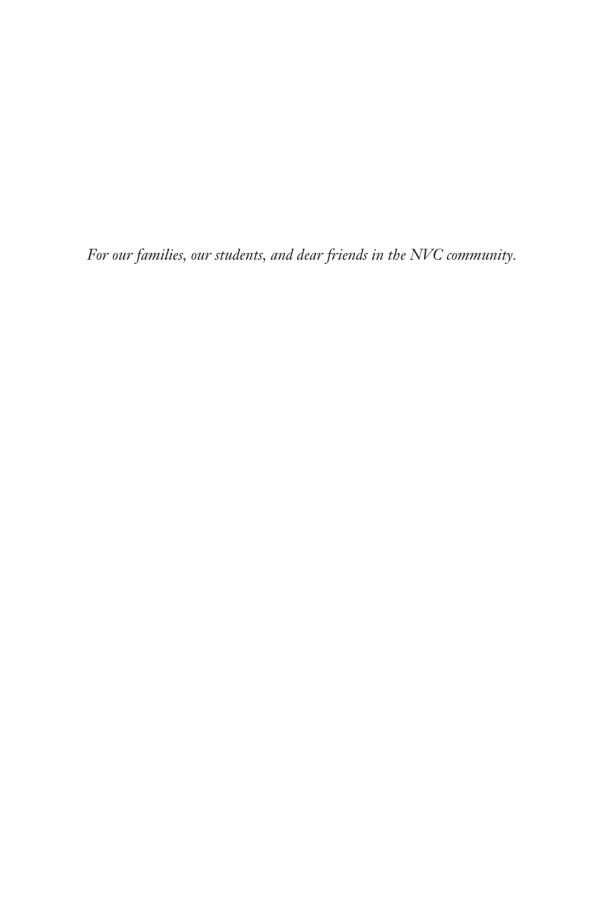*For our families, our students, and dear friends in the NVC community.*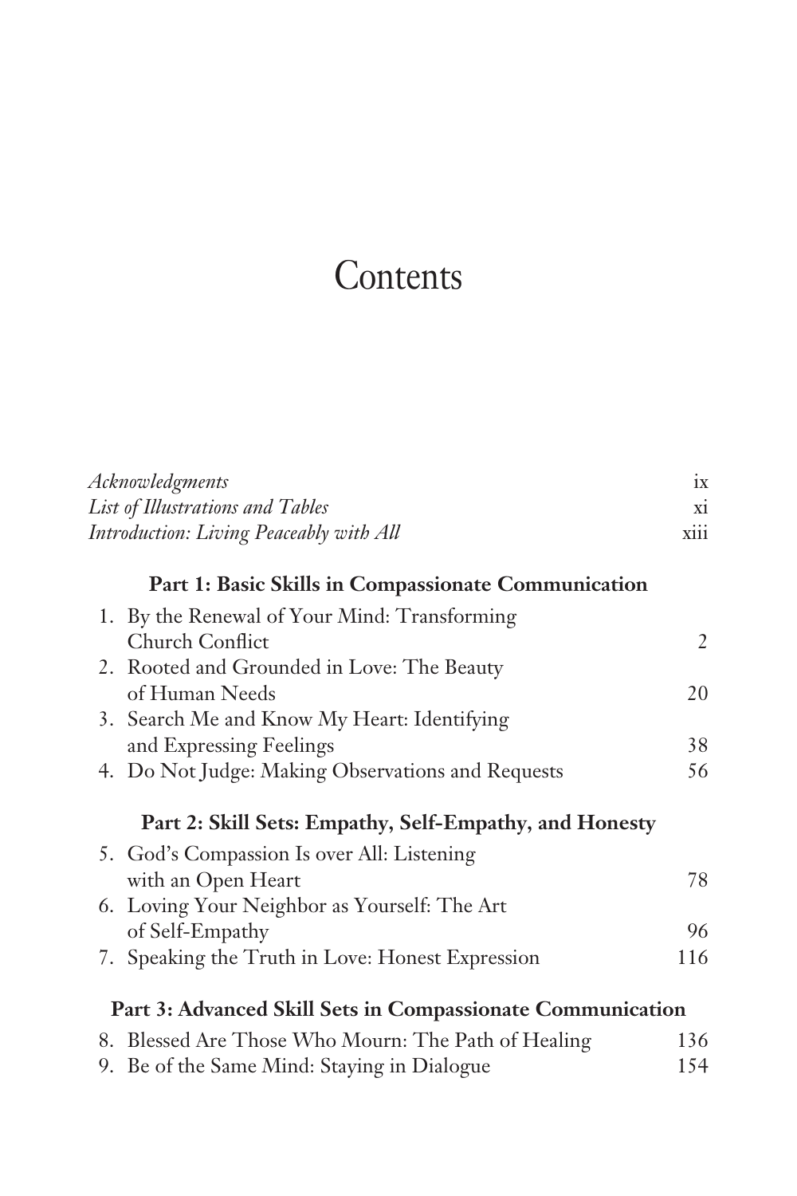# Contents

| | |
|---|---|
| *Acknowledgments* | ix |
| *List of Illustrations and Tables* | xi |
| *Introduction: Living Peaceably with All* | xiii |

**Part 1: Basic Skills in Compassionate Communication**

| | |
|---|---|
| 1. By the Renewal of Your Mind: Transforming Church Conflict | 2 |
| 2. Rooted and Grounded in Love: The Beauty of Human Needs | 20 |
| 3. Search Me and Know My Heart: Identifying and Expressing Feelings | 38 |
| 4. Do Not Judge: Making Observations and Requests | 56 |

**Part 2: Skill Sets: Empathy, Self-Empathy, and Honesty**

| | |
|---|---|
| 5. God's Compassion Is over All: Listening with an Open Heart | 78 |
| 6. Loving Your Neighbor as Yourself: The Art of Self-Empathy | 96 |
| 7. Speaking the Truth in Love: Honest Expression | 116 |

**Part 3: Advanced Skill Sets in Compassionate Communication**

| | |
|---|---|
| 8. Blessed Are Those Who Mourn: The Path of Healing | 136 |
| 9. Be of the Same Mind: Staying in Dialogue | 154 |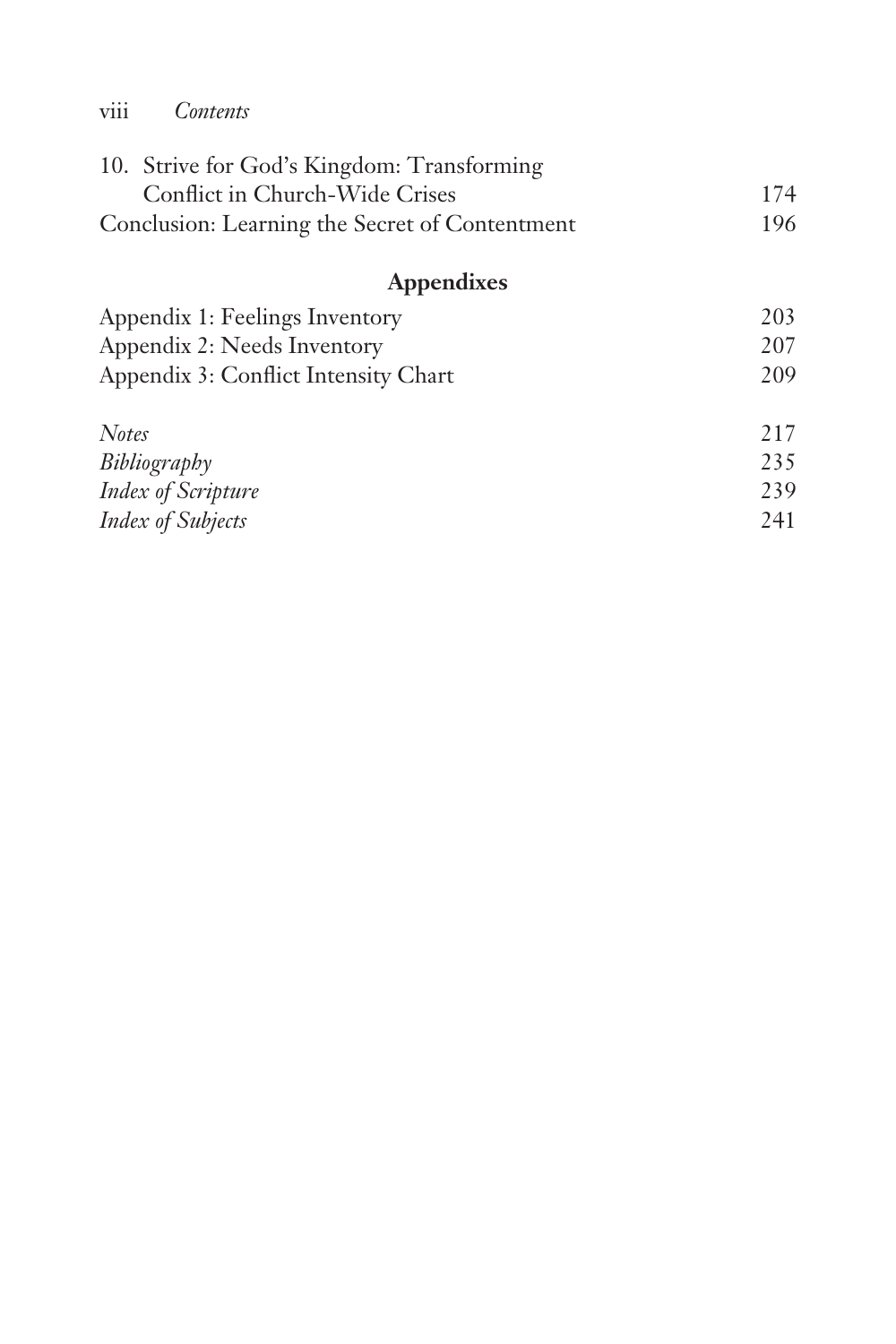| | |
|---|---|
| 10. Strive for God's Kingdom: Transforming Conflict in Church-Wide Crises | 174 |
| Conclusion: Learning the Secret of Contentment | 196 |

## Appendixes

| | |
|---|---|
| Appendix 1: Feelings Inventory | 203 |
| Appendix 2: Needs Inventory | 207 |
| Appendix 3: Conflict Intensity Chart | 209 |
| *Notes* | 217 |
| *Bibliography* | 235 |
| *Index of Scripture* | 239 |
| *Index of Subjects* | 241 |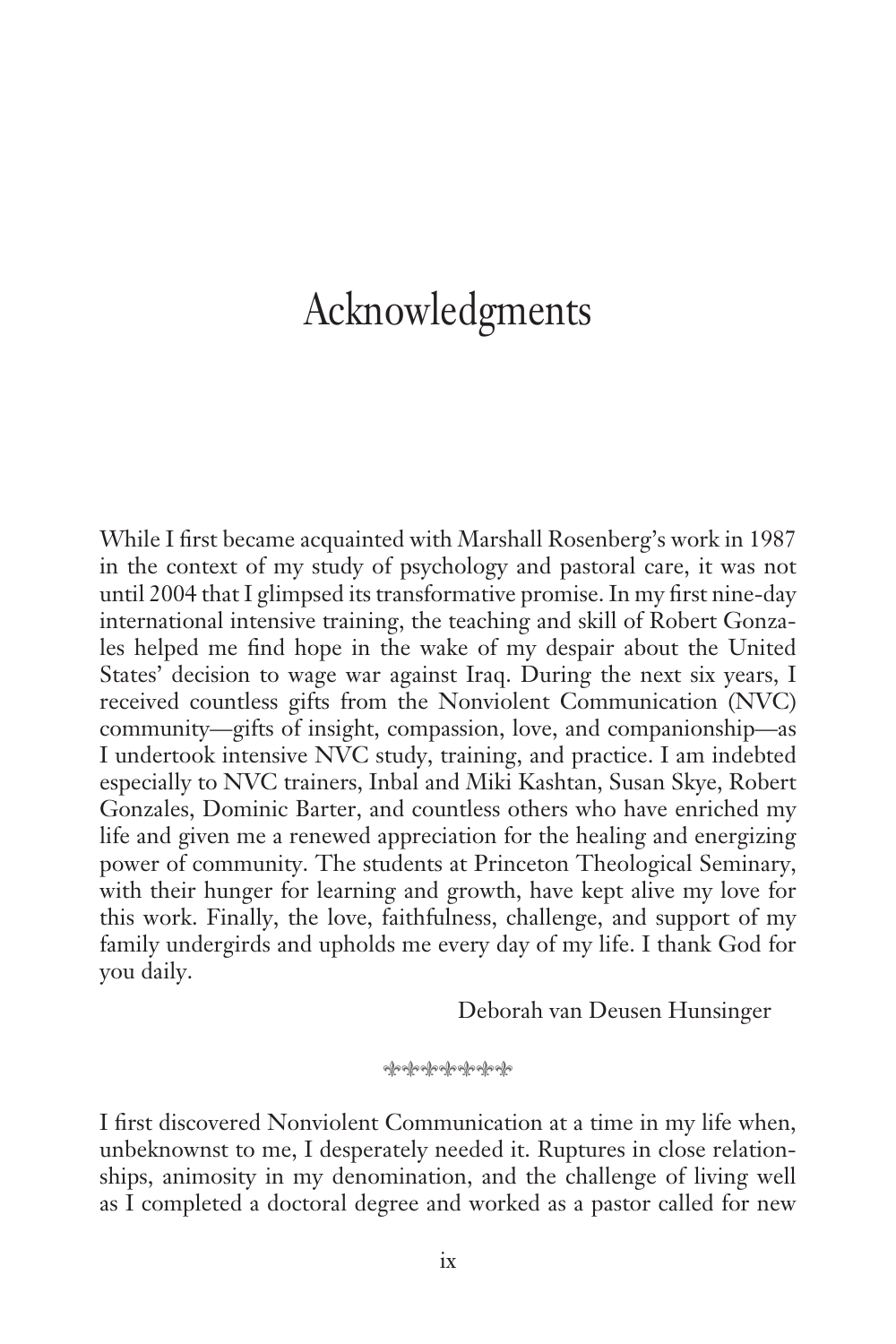# Acknowledgments

While I first became acquainted with Marshall Rosenberg's work in 1987 in the context of my study of psychology and pastoral care, it was not until 2004 that I glimpsed its transformative promise. In my first nine-day international intensive training, the teaching and skill of Robert Gonzales helped me find hope in the wake of my despair about the United States' decision to wage war against Iraq. During the next six years, I received countless gifts from the Nonviolent Communication (NVC) community—gifts of insight, compassion, love, and companionship—as I undertook intensive NVC study, training, and practice. I am indebted especially to NVC trainers, Inbal and Miki Kashtan, Susan Skye, Robert Gonzales, Dominic Barter, and countless others who have enriched my life and given me a renewed appreciation for the healing and energizing power of community. The students at Princeton Theological Seminary, with their hunger for learning and growth, have kept alive my love for this work. Finally, the love, faithfulness, challenge, and support of my family undergirds and upholds me every day of my life. I thank God for you daily.

Deborah van Deusen Hunsinger

⚜⚜⚜⚜⚜⚜⚜⚜

I first discovered Nonviolent Communication at a time in my life when, unbeknownst to me, I desperately needed it. Ruptures in close relationships, animosity in my denomination, and the challenge of living well as I completed a doctoral degree and worked as a pastor called for new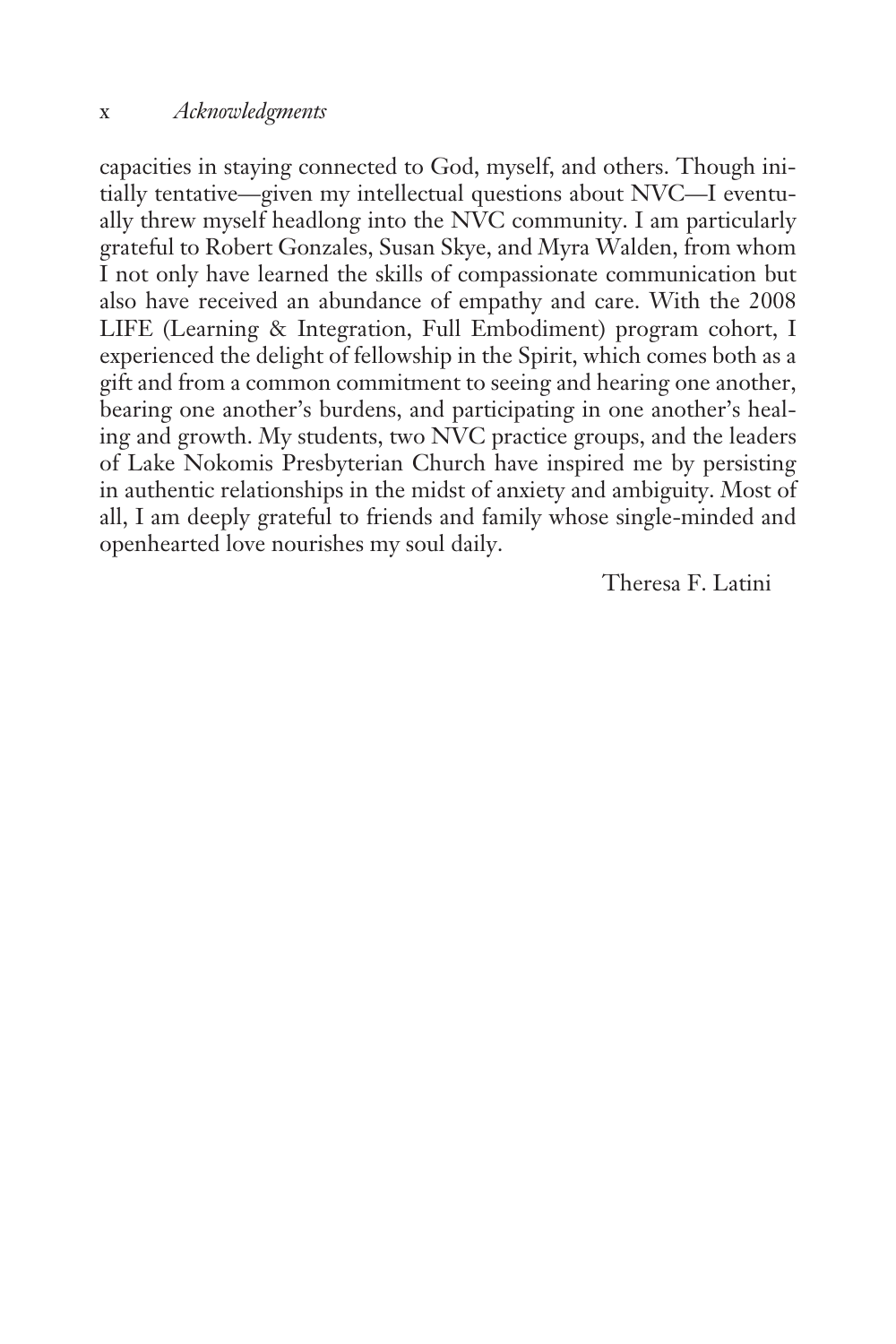capacities in staying connected to God, myself, and others. Though initially tentative—given my intellectual questions about NVC—I eventually threw myself headlong into the NVC community. I am particularly grateful to Robert Gonzales, Susan Skye, and Myra Walden, from whom I not only have learned the skills of compassionate communication but also have received an abundance of empathy and care. With the 2008 LIFE (Learning & Integration, Full Embodiment) program cohort, I experienced the delight of fellowship in the Spirit, which comes both as a gift and from a common commitment to seeing and hearing one another, bearing one another's burdens, and participating in one another's healing and growth. My students, two NVC practice groups, and the leaders of Lake Nokomis Presbyterian Church have inspired me by persisting in authentic relationships in the midst of anxiety and ambiguity. Most of all, I am deeply grateful to friends and family whose single-minded and openhearted love nourishes my soul daily.

Theresa F. Latini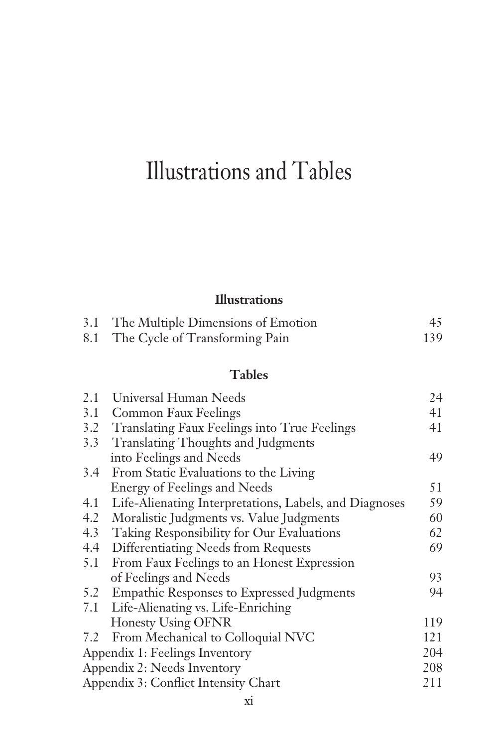# Illustrations and Tables

## Illustrations

| | | |
|---|---|---|
| 3.1 | The Multiple Dimensions of Emotion | 45 |
| 8.1 | The Cycle of Transforming Pain | 139 |

## Tables

| | | |
|---|---|---|
| 2.1 | Universal Human Needs | 24 |
| 3.1 | Common Faux Feelings | 41 |
| 3.2 | Translating Faux Feelings into True Feelings | 41 |
| 3.3 | Translating Thoughts and Judgments into Feelings and Needs | 49 |
| 3.4 | From Static Evaluations to the Living Energy of Feelings and Needs | 51 |
| 4.1 | Life-Alienating Interpretations, Labels, and Diagnoses | 59 |
| 4.2 | Moralistic Judgments vs. Value Judgments | 60 |
| 4.3 | Taking Responsibility for Our Evaluations | 62 |
| 4.4 | Differentiating Needs from Requests | 69 |
| 5.1 | From Faux Feelings to an Honest Expression of Feelings and Needs | 93 |
| 5.2 | Empathic Responses to Expressed Judgments | 94 |
| 7.1 | Life-Alienating vs. Life-Enriching Honesty Using OFNR | 119 |
| 7.2 | From Mechanical to Colloquial NVC | 121 |
| Appendix 1: Feelings Inventory | | 204 |
| Appendix 2: Needs Inventory | | 208 |
| Appendix 3: Conflict Intensity Chart | | 211 |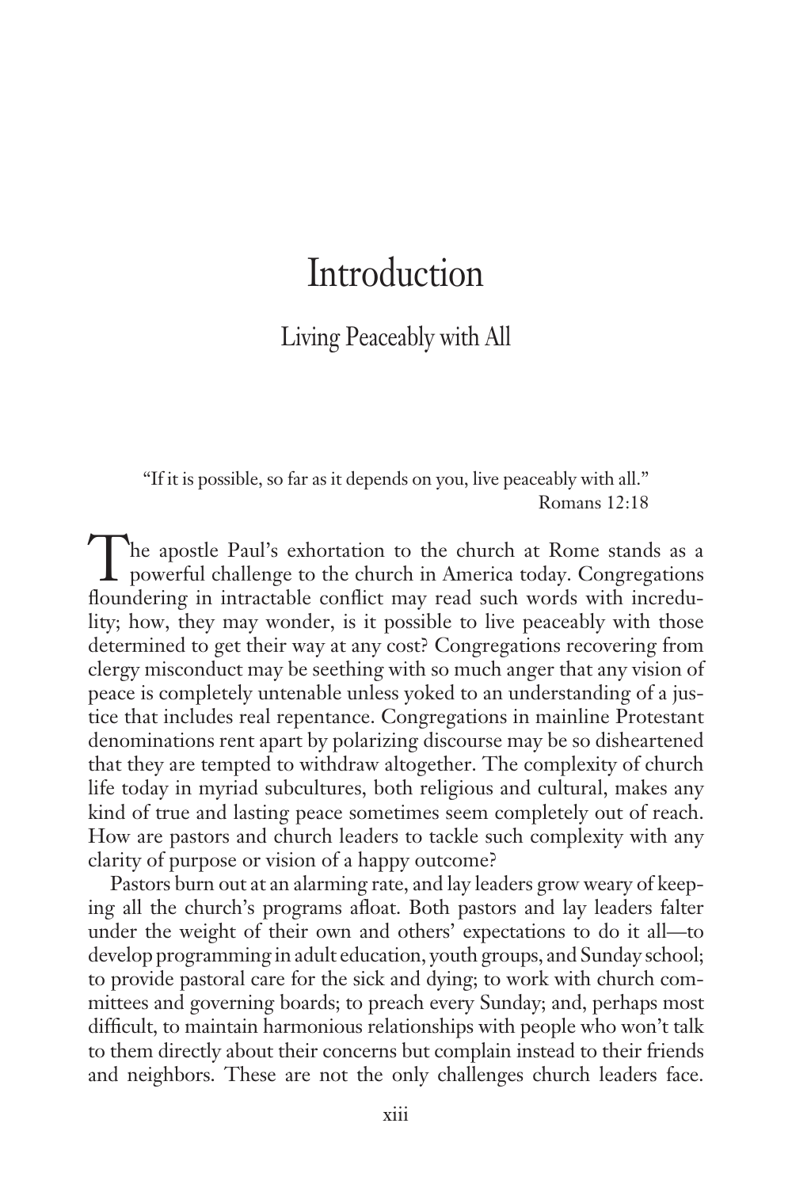# Introduction

## Living Peaceably with All

"If it is possible, so far as it depends on you, live peaceably with all."
Romans 12:18

The apostle Paul's exhortation to the church at Rome stands as a powerful challenge to the church in America today. Congregations floundering in intractable conflict may read such words with incredulity; how, they may wonder, is it possible to live peaceably with those determined to get their way at any cost? Congregations recovering from clergy misconduct may be seething with so much anger that any vision of peace is completely untenable unless yoked to an understanding of a justice that includes real repentance. Congregations in mainline Protestant denominations rent apart by polarizing discourse may be so disheartened that they are tempted to withdraw altogether. The complexity of church life today in myriad subcultures, both religious and cultural, makes any kind of true and lasting peace sometimes seem completely out of reach. How are pastors and church leaders to tackle such complexity with any clarity of purpose or vision of a happy outcome?

Pastors burn out at an alarming rate, and lay leaders grow weary of keeping all the church's programs afloat. Both pastors and lay leaders falter under the weight of their own and others' expectations to do it all—to develop programming in adult education, youth groups, and Sunday school; to provide pastoral care for the sick and dying; to work with church committees and governing boards; to preach every Sunday; and, perhaps most difficult, to maintain harmonious relationships with people who won't talk to them directly about their concerns but complain instead to their friends and neighbors. These are not the only challenges church leaders face.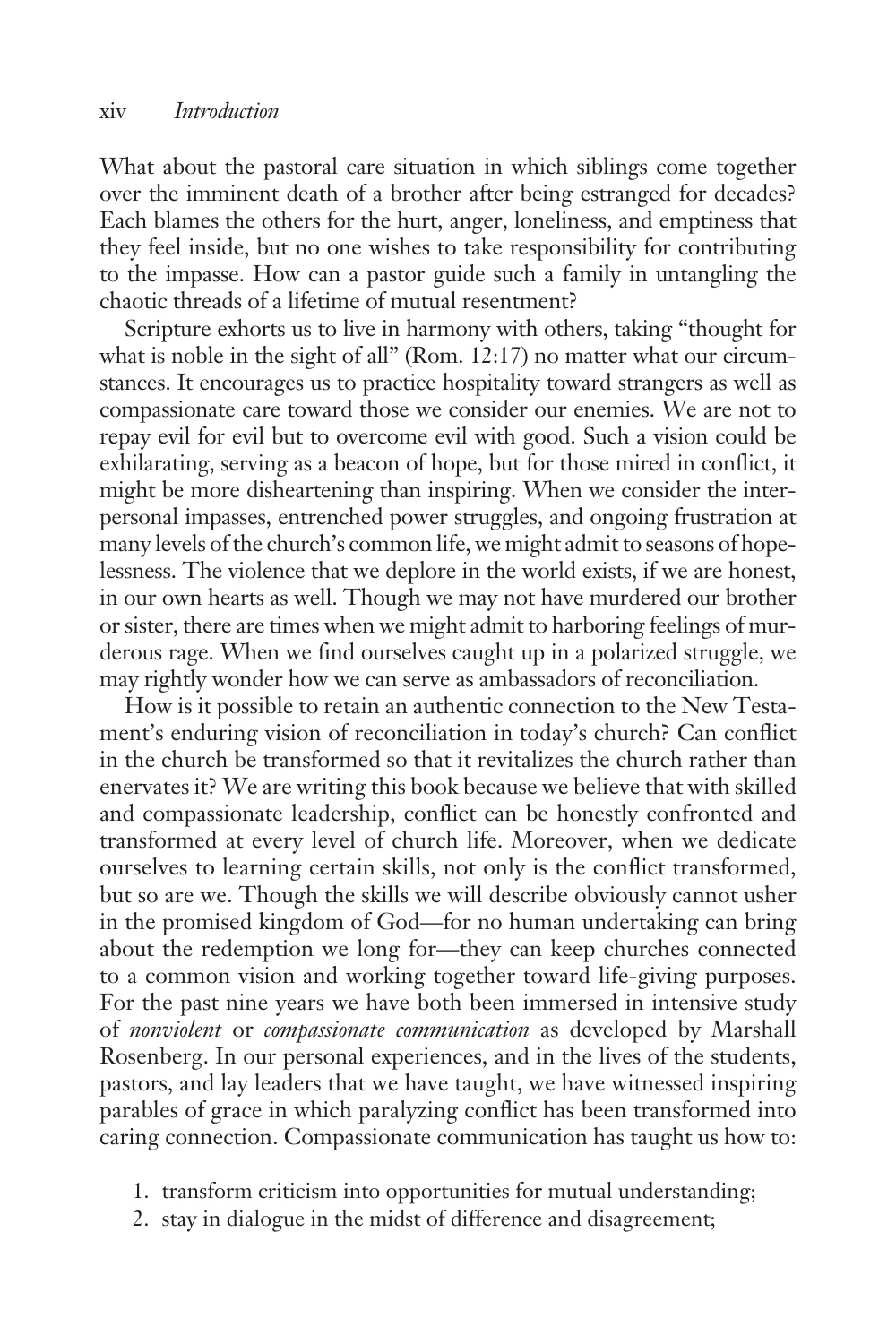What about the pastoral care situation in which siblings come together over the imminent death of a brother after being estranged for decades? Each blames the others for the hurt, anger, loneliness, and emptiness that they feel inside, but no one wishes to take responsibility for contributing to the impasse. How can a pastor guide such a family in untangling the chaotic threads of a lifetime of mutual resentment?

Scripture exhorts us to live in harmony with others, taking "thought for what is noble in the sight of all" (Rom. 12:17) no matter what our circumstances. It encourages us to practice hospitality toward strangers as well as compassionate care toward those we consider our enemies. We are not to repay evil for evil but to overcome evil with good. Such a vision could be exhilarating, serving as a beacon of hope, but for those mired in conflict, it might be more disheartening than inspiring. When we consider the interpersonal impasses, entrenched power struggles, and ongoing frustration at many levels of the church's common life, we might admit to seasons of hopelessness. The violence that we deplore in the world exists, if we are honest, in our own hearts as well. Though we may not have murdered our brother or sister, there are times when we might admit to harboring feelings of murderous rage. When we find ourselves caught up in a polarized struggle, we may rightly wonder how we can serve as ambassadors of reconciliation.

How is it possible to retain an authentic connection to the New Testament's enduring vision of reconciliation in today's church? Can conflict in the church be transformed so that it revitalizes the church rather than enervates it? We are writing this book because we believe that with skilled and compassionate leadership, conflict can be honestly confronted and transformed at every level of church life. Moreover, when we dedicate ourselves to learning certain skills, not only is the conflict transformed, but so are we. Though the skills we will describe obviously cannot usher in the promised kingdom of God—for no human undertaking can bring about the redemption we long for—they can keep churches connected to a common vision and working together toward life-giving purposes. For the past nine years we have both been immersed in intensive study of *nonviolent* or *compassionate communication* as developed by Marshall Rosenberg. In our personal experiences, and in the lives of the students, pastors, and lay leaders that we have taught, we have witnessed inspiring parables of grace in which paralyzing conflict has been transformed into caring connection. Compassionate communication has taught us how to:

1. transform criticism into opportunities for mutual understanding;
2. stay in dialogue in the midst of difference and disagreement;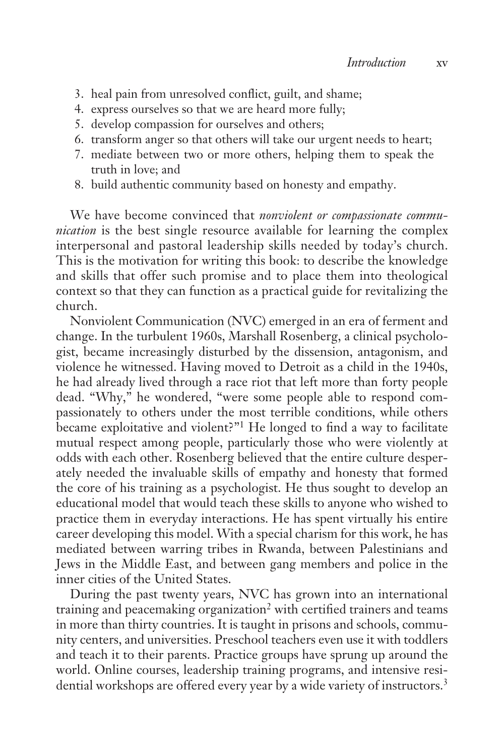3. heal pain from unresolved conflict, guilt, and shame;
4. express ourselves so that we are heard more fully;
5. develop compassion for ourselves and others;
6. transform anger so that others will take our urgent needs to heart;
7. mediate between two or more others, helping them to speak the truth in love; and
8. build authentic community based on honesty and empathy.

We have become convinced that *nonviolent or compassionate communication* is the best single resource available for learning the complex interpersonal and pastoral leadership skills needed by today's church. This is the motivation for writing this book: to describe the knowledge and skills that offer such promise and to place them into theological context so that they can function as a practical guide for revitalizing the church.

Nonviolent Communication (NVC) emerged in an era of ferment and change. In the turbulent 1960s, Marshall Rosenberg, a clinical psychologist, became increasingly disturbed by the dissension, antagonism, and violence he witnessed. Having moved to Detroit as a child in the 1940s, he had already lived through a race riot that left more than forty people dead. "Why," he wondered, "were some people able to respond compassionately to others under the most terrible conditions, while others became exploitative and violent?"[1] He longed to find a way to facilitate mutual respect among people, particularly those who were violently at odds with each other. Rosenberg believed that the entire culture desperately needed the invaluable skills of empathy and honesty that formed the core of his training as a psychologist. He thus sought to develop an educational model that would teach these skills to anyone who wished to practice them in everyday interactions. He has spent virtually his entire career developing this model. With a special charism for this work, he has mediated between warring tribes in Rwanda, between Palestinians and Jews in the Middle East, and between gang members and police in the inner cities of the United States.

During the past twenty years, NVC has grown into an international training and peacemaking organization[2] with certified trainers and teams in more than thirty countries. It is taught in prisons and schools, community centers, and universities. Preschool teachers even use it with toddlers and teach it to their parents. Practice groups have sprung up around the world. Online courses, leadership training programs, and intensive residential workshops are offered every year by a wide variety of instructors.[3]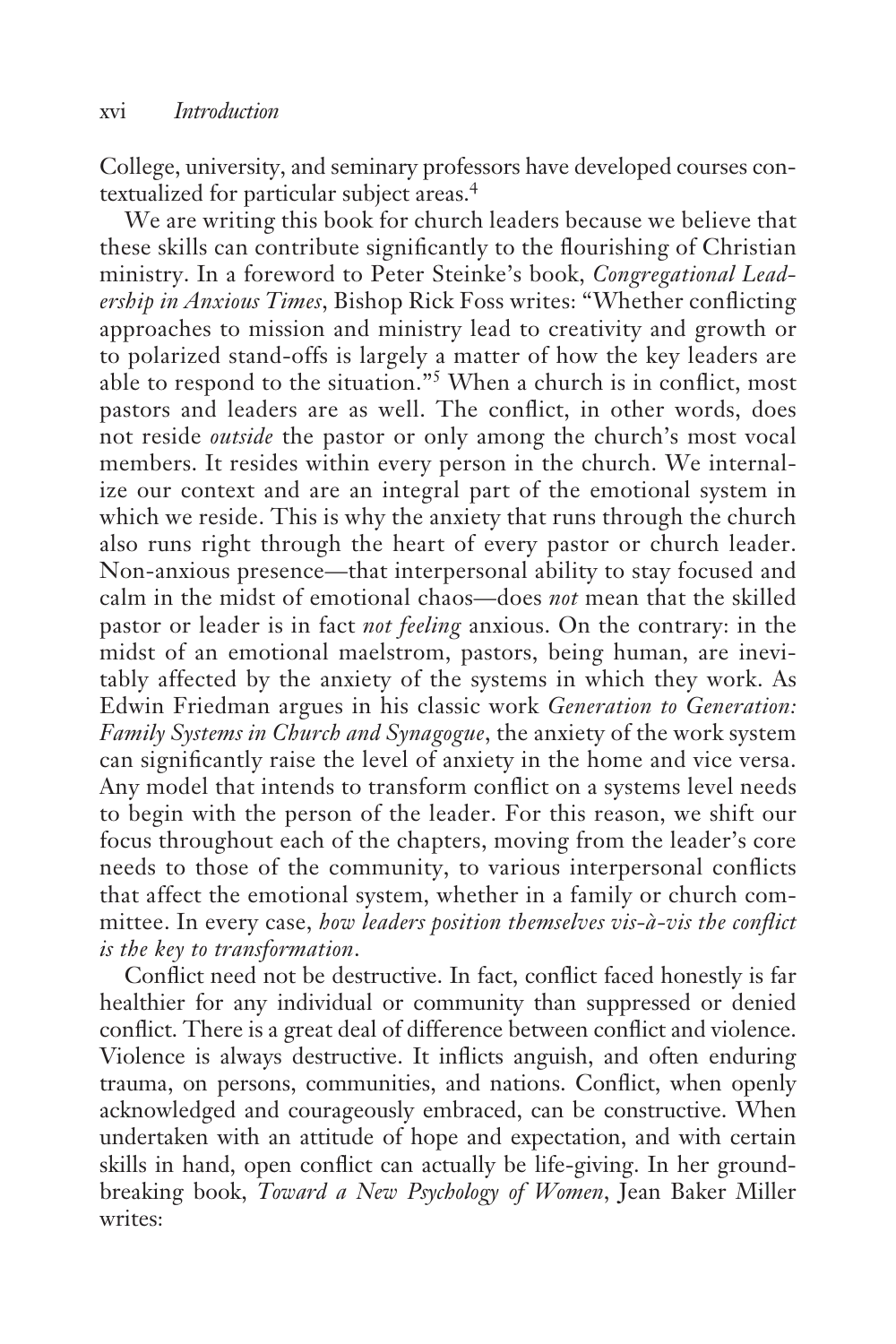College, university, and seminary professors have developed courses contextualized for particular subject areas.[4]

We are writing this book for church leaders because we believe that these skills can contribute significantly to the flourishing of Christian ministry. In a foreword to Peter Steinke's book, *Congregational Leadership in Anxious Times*, Bishop Rick Foss writes: "Whether conflicting approaches to mission and ministry lead to creativity and growth or to polarized stand-offs is largely a matter of how the key leaders are able to respond to the situation."[5] When a church is in conflict, most pastors and leaders are as well. The conflict, in other words, does not reside *outside* the pastor or only among the church's most vocal members. It resides within every person in the church. We internalize our context and are an integral part of the emotional system in which we reside. This is why the anxiety that runs through the church also runs right through the heart of every pastor or church leader. Non-anxious presence—that interpersonal ability to stay focused and calm in the midst of emotional chaos—does *not* mean that the skilled pastor or leader is in fact *not feeling* anxious. On the contrary: in the midst of an emotional maelstrom, pastors, being human, are inevitably affected by the anxiety of the systems in which they work. As Edwin Friedman argues in his classic work *Generation to Generation: Family Systems in Church and Synagogue*, the anxiety of the work system can significantly raise the level of anxiety in the home and vice versa. Any model that intends to transform conflict on a systems level needs to begin with the person of the leader. For this reason, we shift our focus throughout each of the chapters, moving from the leader's core needs to those of the community, to various interpersonal conflicts that affect the emotional system, whether in a family or church committee. In every case, *how leaders position themselves vis-à-vis the conflict is the key to transformation*.

Conflict need not be destructive. In fact, conflict faced honestly is far healthier for any individual or community than suppressed or denied conflict. There is a great deal of difference between conflict and violence. Violence is always destructive. It inflicts anguish, and often enduring trauma, on persons, communities, and nations. Conflict, when openly acknowledged and courageously embraced, can be constructive. When undertaken with an attitude of hope and expectation, and with certain skills in hand, open conflict can actually be life-giving. In her groundbreaking book, *Toward a New Psychology of Women*, Jean Baker Miller writes: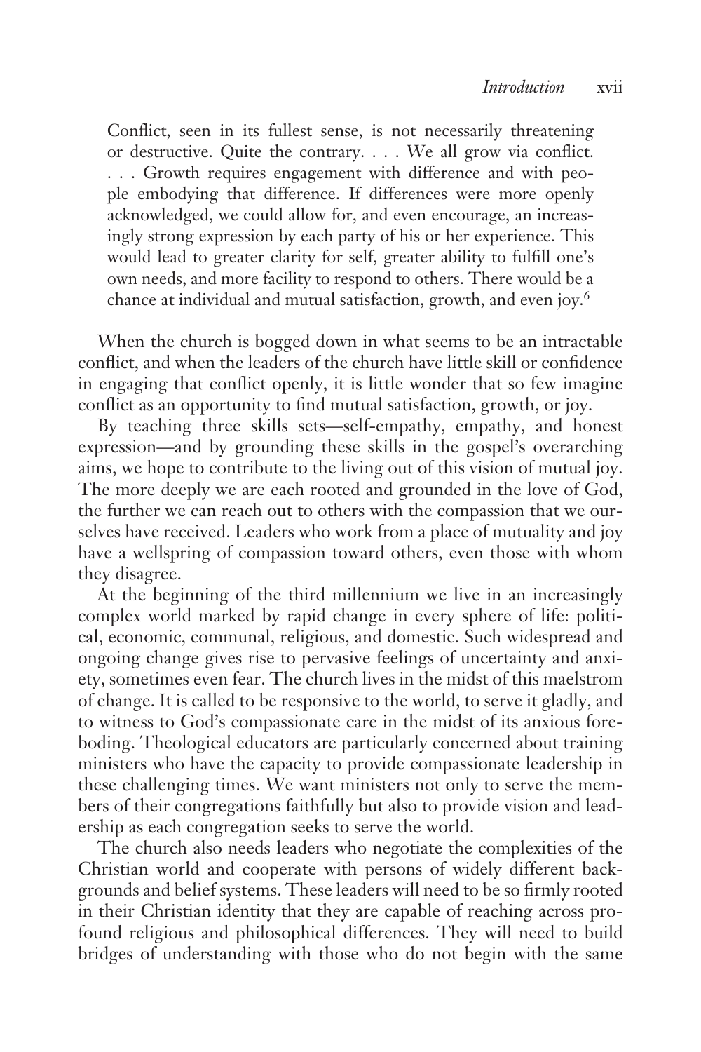> Conflict, seen in its fullest sense, is not necessarily threatening or destructive. Quite the contrary. . . . We all grow via conflict. . . . Growth requires engagement with difference and with people embodying that difference. If differences were more openly acknowledged, we could allow for, and even encourage, an increasingly strong expression by each party of his or her experience. This would lead to greater clarity for self, greater ability to fulfill one's own needs, and more facility to respond to others. There would be a chance at individual and mutual satisfaction, growth, and even joy.[6]

When the church is bogged down in what seems to be an intractable conflict, and when the leaders of the church have little skill or confidence in engaging that conflict openly, it is little wonder that so few imagine conflict as an opportunity to find mutual satisfaction, growth, or joy.

By teaching three skills sets—self-empathy, empathy, and honest expression—and by grounding these skills in the gospel's overarching aims, we hope to contribute to the living out of this vision of mutual joy. The more deeply we are each rooted and grounded in the love of God, the further we can reach out to others with the compassion that we ourselves have received. Leaders who work from a place of mutuality and joy have a wellspring of compassion toward others, even those with whom they disagree.

At the beginning of the third millennium we live in an increasingly complex world marked by rapid change in every sphere of life: political, economic, communal, religious, and domestic. Such widespread and ongoing change gives rise to pervasive feelings of uncertainty and anxiety, sometimes even fear. The church lives in the midst of this maelstrom of change. It is called to be responsive to the world, to serve it gladly, and to witness to God's compassionate care in the midst of its anxious foreboding. Theological educators are particularly concerned about training ministers who have the capacity to provide compassionate leadership in these challenging times. We want ministers not only to serve the members of their congregations faithfully but also to provide vision and leadership as each congregation seeks to serve the world.

The church also needs leaders who negotiate the complexities of the Christian world and cooperate with persons of widely different backgrounds and belief systems. These leaders will need to be so firmly rooted in their Christian identity that they are capable of reaching across profound religious and philosophical differences. They will need to build bridges of understanding with those who do not begin with the same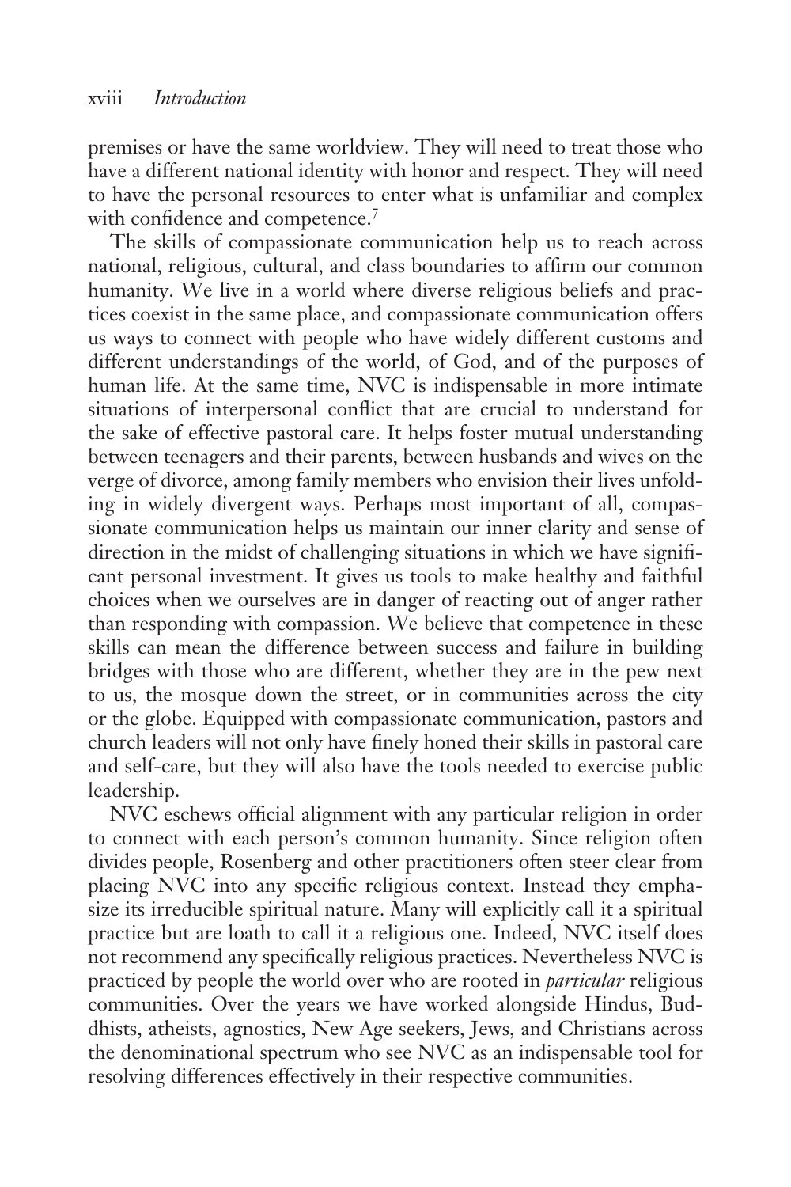premises or have the same worldview. They will need to treat those who have a different national identity with honor and respect. They will need to have the personal resources to enter what is unfamiliar and complex with confidence and competence.[7]

The skills of compassionate communication help us to reach across national, religious, cultural, and class boundaries to affirm our common humanity. We live in a world where diverse religious beliefs and practices coexist in the same place, and compassionate communication offers us ways to connect with people who have widely different customs and different understandings of the world, of God, and of the purposes of human life. At the same time, NVC is indispensable in more intimate situations of interpersonal conflict that are crucial to understand for the sake of effective pastoral care. It helps foster mutual understanding between teenagers and their parents, between husbands and wives on the verge of divorce, among family members who envision their lives unfolding in widely divergent ways. Perhaps most important of all, compassionate communication helps us maintain our inner clarity and sense of direction in the midst of challenging situations in which we have significant personal investment. It gives us tools to make healthy and faithful choices when we ourselves are in danger of reacting out of anger rather than responding with compassion. We believe that competence in these skills can mean the difference between success and failure in building bridges with those who are different, whether they are in the pew next to us, the mosque down the street, or in communities across the city or the globe. Equipped with compassionate communication, pastors and church leaders will not only have finely honed their skills in pastoral care and self-care, but they will also have the tools needed to exercise public leadership.

NVC eschews official alignment with any particular religion in order to connect with each person's common humanity. Since religion often divides people, Rosenberg and other practitioners often steer clear from placing NVC into any specific religious context. Instead they emphasize its irreducible spiritual nature. Many will explicitly call it a spiritual practice but are loath to call it a religious one. Indeed, NVC itself does not recommend any specifically religious practices. Nevertheless NVC is practiced by people the world over who are rooted in *particular* religious communities. Over the years we have worked alongside Hindus, Buddhists, atheists, agnostics, New Age seekers, Jews, and Christians across the denominational spectrum who see NVC as an indispensable tool for resolving differences effectively in their respective communities.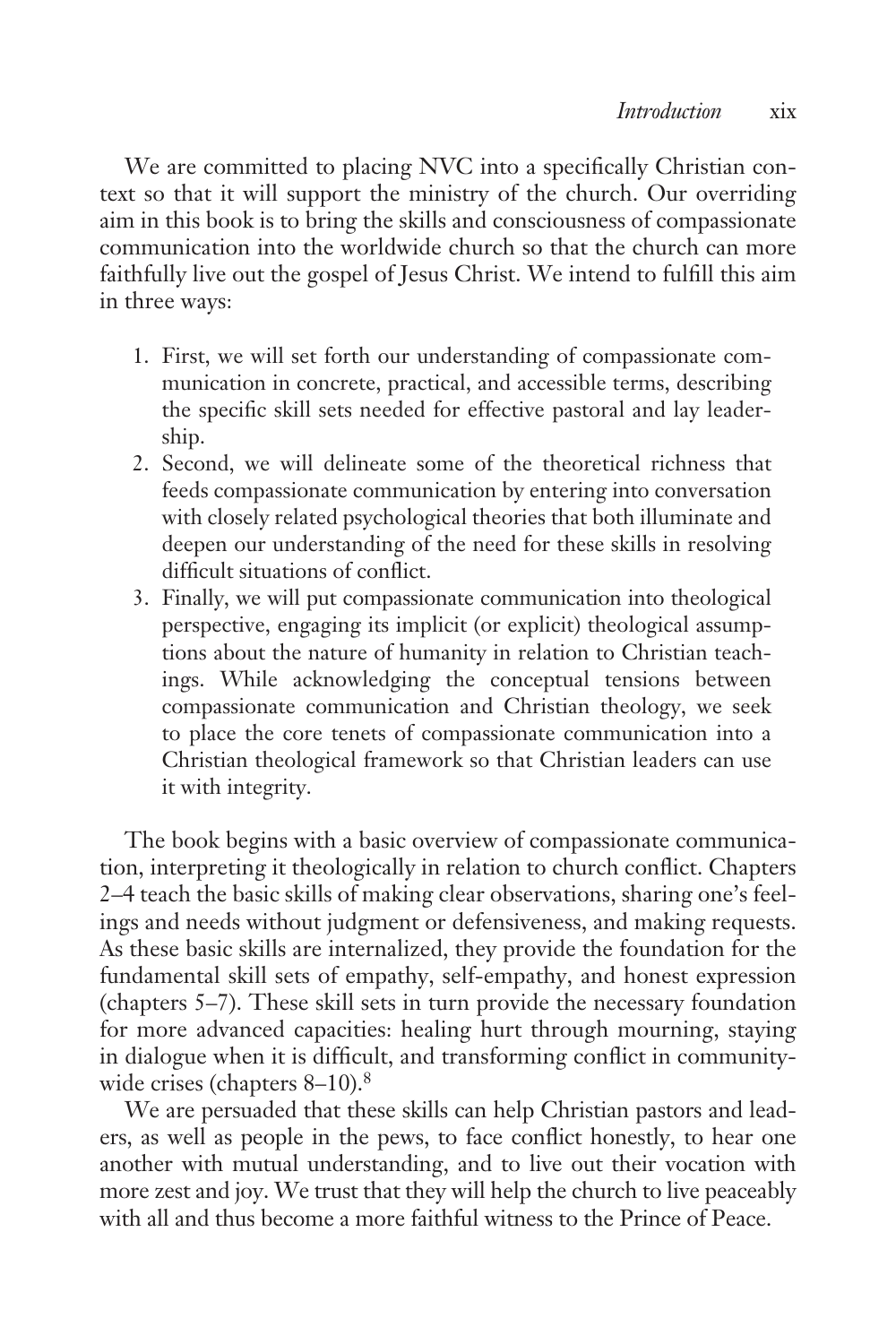We are committed to placing NVC into a specifically Christian context so that it will support the ministry of the church. Our overriding aim in this book is to bring the skills and consciousness of compassionate communication into the worldwide church so that the church can more faithfully live out the gospel of Jesus Christ. We intend to fulfill this aim in three ways:

1. First, we will set forth our understanding of compassionate communication in concrete, practical, and accessible terms, describing the specific skill sets needed for effective pastoral and lay leadership.
2. Second, we will delineate some of the theoretical richness that feeds compassionate communication by entering into conversation with closely related psychological theories that both illuminate and deepen our understanding of the need for these skills in resolving difficult situations of conflict.
3. Finally, we will put compassionate communication into theological perspective, engaging its implicit (or explicit) theological assumptions about the nature of humanity in relation to Christian teachings. While acknowledging the conceptual tensions between compassionate communication and Christian theology, we seek to place the core tenets of compassionate communication into a Christian theological framework so that Christian leaders can use it with integrity.

The book begins with a basic overview of compassionate communication, interpreting it theologically in relation to church conflict. Chapters 2–4 teach the basic skills of making clear observations, sharing one's feelings and needs without judgment or defensiveness, and making requests. As these basic skills are internalized, they provide the foundation for the fundamental skill sets of empathy, self-empathy, and honest expression (chapters 5–7). These skill sets in turn provide the necessary foundation for more advanced capacities: healing hurt through mourning, staying in dialogue when it is difficult, and transforming conflict in community-wide crises (chapters 8–10).[8]

We are persuaded that these skills can help Christian pastors and leaders, as well as people in the pews, to face conflict honestly, to hear one another with mutual understanding, and to live out their vocation with more zest and joy. We trust that they will help the church to live peaceably with all and thus become a more faithful witness to the Prince of Peace.